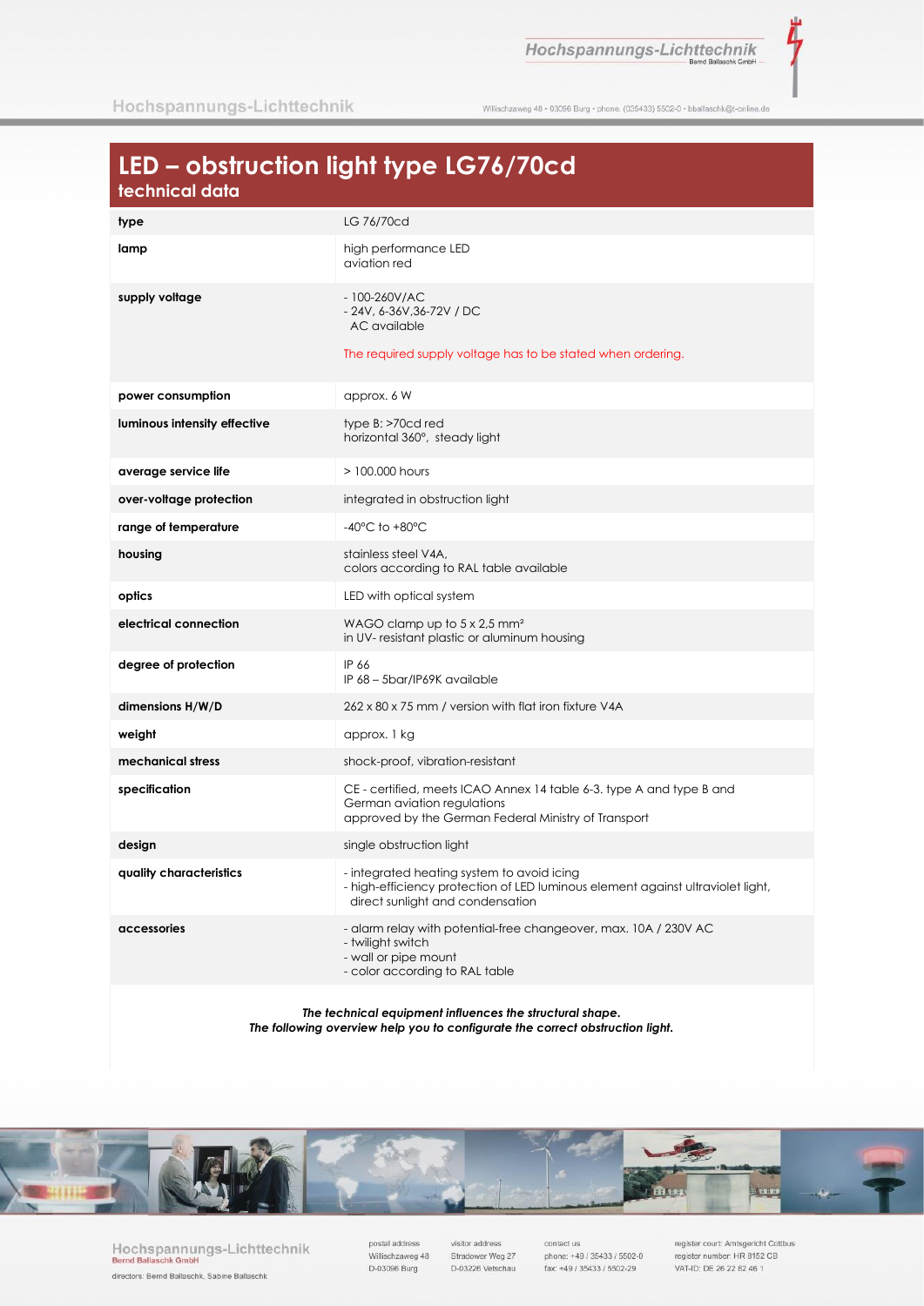# LED – obstruction light type LG76/70cd

## technical data

| | |
|---|---|
| **type** | LG 76/70cd |
| **lamp** | high performance LED<br>aviation red |
| **supply voltage** | - 100-260V/AC<br>- 24V, 6-36V,36-72V / DC<br>AC available<br><br>The required supply voltage has to be stated when ordering. |
| **power consumption** | approx. 6 W |
| **luminous intensity effective** | type B: >70cd red<br>horizontal 360°, steady light |
| **average service life** | > 100.000 hours |
| **over-voltage protection** | integrated in obstruction light |
| **range of temperature** | -40°C to +80°C |
| **housing** | stainless steel V4A,<br>colors according to RAL table available |
| **optics** | LED with optical system |
| **electrical connection** | WAGO clamp up to 5 x 2,5 mm²<br>in UV- resistant plastic or aluminum housing |
| **degree of protection** | IP 66<br>IP 68 – 5bar/IP69K available |
| **dimensions H/W/D** | 262 x 80 x 75 mm / version with flat iron fixture V4A |
| **weight** | approx. 1 kg |
| **mechanical stress** | shock-proof, vibration-resistant |
| **specification** | CE - certified, meets ICAO Annex 14 table 6-3. type A and type B and German aviation regulations<br>approved by the German Federal Ministry of Transport |
| **design** | single obstruction light |
| **quality characteristics** | - integrated heating system to avoid icing<br>- high-efficiency protection of LED luminous element against ultraviolet light, direct sunlight and condensation |
| **accessories** | - alarm relay with potential-free changeover, max. 10A / 230V AC<br>- twilight switch<br>- wall or pipe mount<br>- color according to RAL table |

***The technical equipment influences the structural shape.***
***The following overview help you to configurate the correct obstruction light.***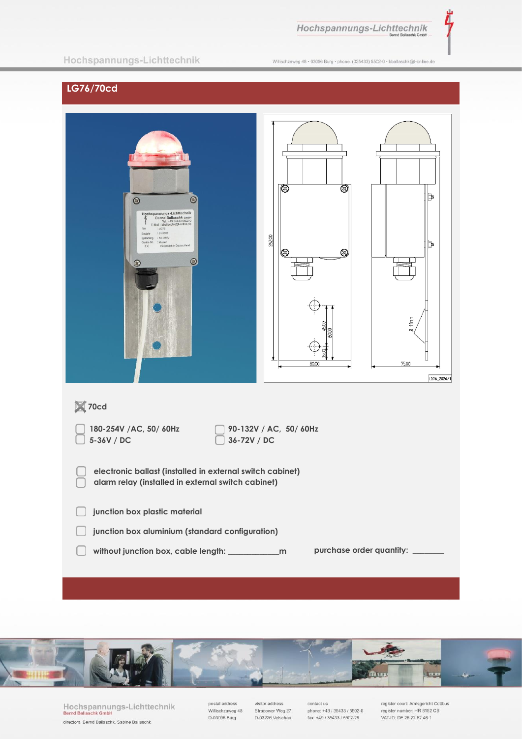## LG76/70cd

☒ 70cd

☐ 180-254V /AC, 50/ 60Hz ☐ 90-132V / AC, 50/ 60Hz
☐ 5-36V / DC ☐ 36-72V / DC

☐ electronic ballast (installed in external switch cabinet)
☐ alarm relay (installed in external switch cabinet)

☐ junction box plastic material

☐ junction box aluminium (standard configuration)

☐ without junction box, cable length: ____________m purchase order quantity: _______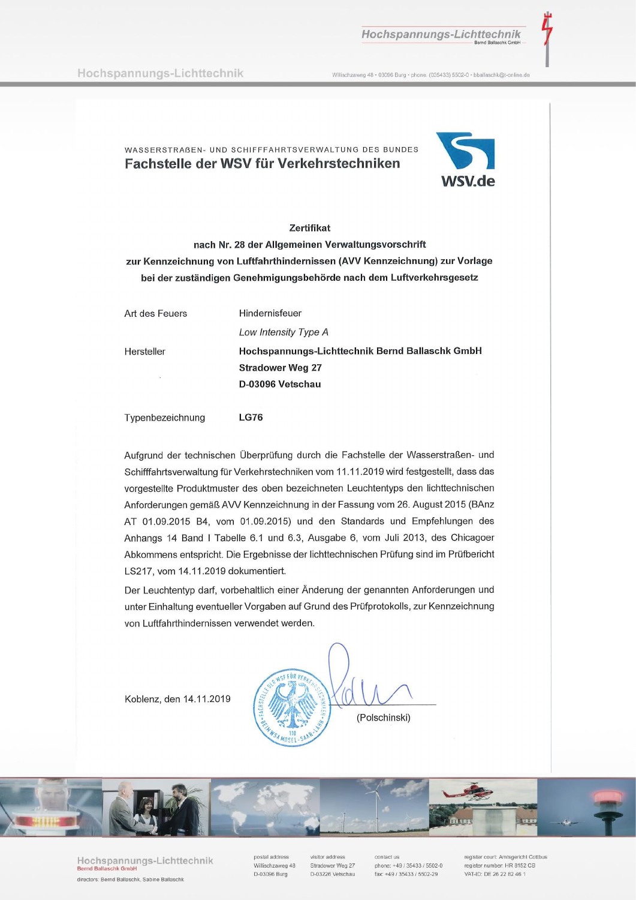WASSERSTRAẞEN- UND SCHIFFFAHRTSVERWALTUNG DES BUNDES

**Fachstelle der WSV für Verkehrstechniken**

WSV.de

**Zertifikat**
**nach Nr. 28 der Allgemeinen Verwaltungsvorschrift**
**zur Kennzeichnung von Luftfahrthindernissen (AVV Kennzeichnung) zur Vorlage**
**bei der zuständigen Genehmigungsbehörde nach dem Luftverkehrsgesetz**

| | |
|---|---|
| Art des Feuers | Hindernisfeuer<br>*Low Intensity Type A* |
| Hersteller | **Hochspannungs-Lichttechnik Bernd Ballaschk GmbH**<br>**Stradower Weg 27**<br>**D-03096 Vetschau** |
| Typenbezeichnung | **LG76** |

Aufgrund der technischen Überprüfung durch die Fachstelle der Wasserstraßen- und Schifffahrtsverwaltung für Verkehrstechniken vom 11.11.2019 wird festgestellt, dass das vorgestellte Produktmuster des oben bezeichneten Leuchtentyps den lichttechnischen Anforderungen gemäß AVV Kennzeichnung in der Fassung vom 26. August 2015 (BAnz AT 01.09.2015 B4, vom 01.09.2015) und den Standards und Empfehlungen des Anhangs 14 Band I Tabelle 6.1 und 6.3, Ausgabe 6, vom Juli 2013, des Chicagoer Abkommens entspricht. Die Ergebnisse der lichttechnischen Prüfung sind im Prüfbericht LS217, vom 14.11.2019 dokumentiert.

Der Leuchtentyp darf, vorbehaltlich einer Änderung der genannten Anforderungen und unter Einhaltung eventueller Vorgaben auf Grund des Prüfprotokolls, zur Kennzeichnung von Luftfahrthindernissen verwendet werden.

Koblenz, den 14.11.2019

(Polschinski)